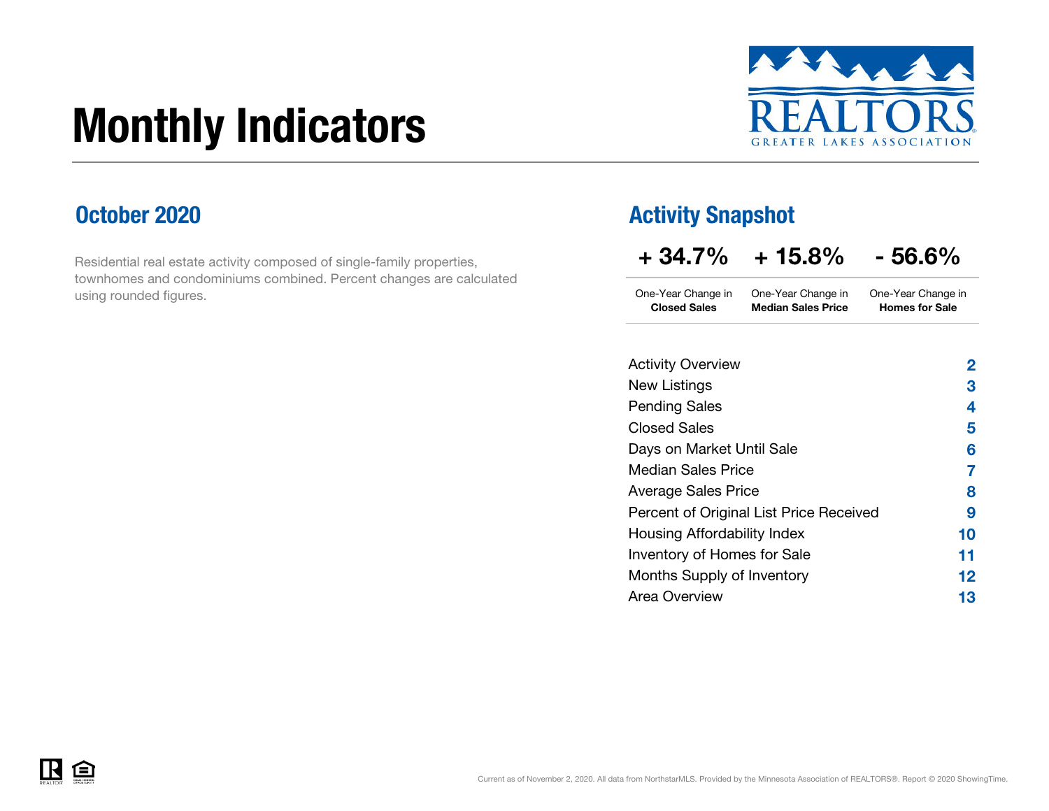# Monthly Indicators

REALTORS
GREATER LAKES ASSOCIATION

## October 2020

Residential real estate activity composed of single-family properties, townhomes and condominiums combined. Percent changes are calculated using rounded figures.

## Activity Snapshot

| + 34.7% | + 15.8% | - 56.6% |
|---|---|---|
| One-Year Change in **Closed Sales** | One-Year Change in **Median Sales Price** | One-Year Change in **Homes for Sale** |

| | |
|---|---|
| Activity Overview | 2 |
| New Listings | 3 |
| Pending Sales | 4 |
| Closed Sales | 5 |
| Days on Market Until Sale | 6 |
| Median Sales Price | 7 |
| Average Sales Price | 8 |
| Percent of Original List Price Received | 9 |
| Housing Affordability Index | 10 |
| Inventory of Homes for Sale | 11 |
| Months Supply of Inventory | 12 |
| Area Overview | 13 |

Current as of November 2, 2020. All data from NorthstarMLS. Provided by the Minnesota Association of REALTORS®. Report © 2020 ShowingTime.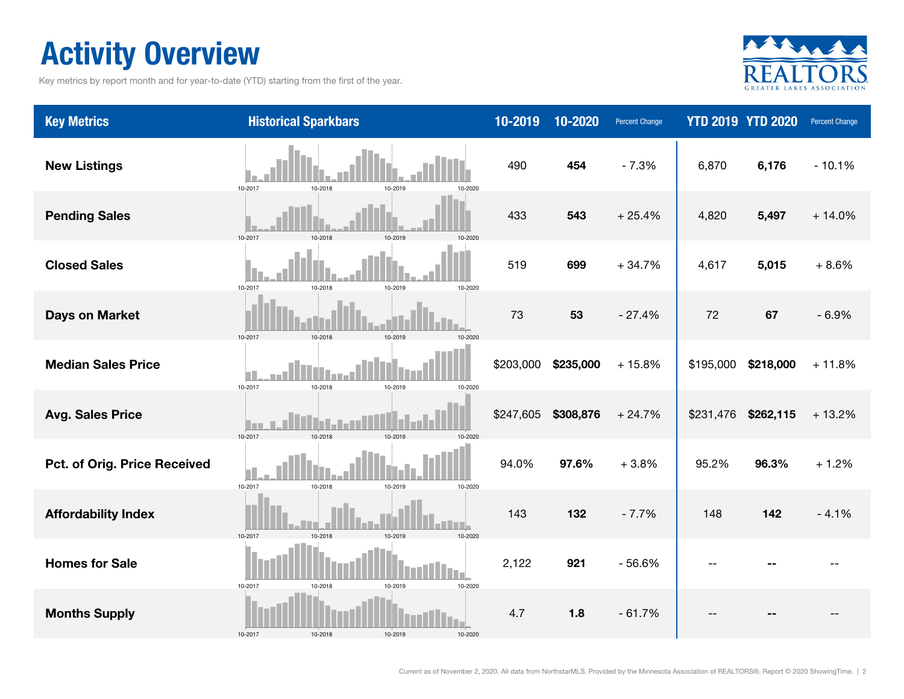# Activity Overview

Key metrics by report month and for year-to-date (YTD) starting from the first of the year.

| Key Metrics | Historical Sparkbars | 10-2019 | 10-2020 | Percent Change | YTD 2019 | YTD 2020 | Percent Change |
|---|---|---|---|---|---|---|---|
| **New Listings** | 10-2017 10-2018 10-2019 10-2020 | 490 | **454** | - 7.3% | 6,870 | **6,176** | - 10.1% |
| **Pending Sales** | 10-2017 10-2018 10-2019 10-2020 | 433 | **543** | + 25.4% | 4,820 | **5,497** | + 14.0% |
| **Closed Sales** | 10-2017 10-2018 10-2019 10-2020 | 519 | **699** | + 34.7% | 4,617 | **5,015** | + 8.6% |
| **Days on Market** | 10-2017 10-2018 10-2019 10-2020 | 73 | **53** | - 27.4% | 72 | **67** | - 6.9% |
| **Median Sales Price** | 10-2017 10-2018 10-2019 10-2020 | $203,000 | **$235,000** | + 15.8% | $195,000 | **$218,000** | + 11.8% |
| **Avg. Sales Price** | 10-2017 10-2018 10-2019 10-2020 | $247,605 | **$308,876** | + 24.7% | $231,476 | **$262,115** | + 13.2% |
| **Pct. of Orig. Price Received** | 10-2017 10-2018 10-2019 10-2020 | 94.0% | **97.6%** | + 3.8% | 95.2% | **96.3%** | + 1.2% |
| **Affordability Index** | 10-2017 10-2018 10-2019 10-2020 | 143 | **132** | - 7.7% | 148 | **142** | - 4.1% |
| **Homes for Sale** | 10-2017 10-2018 10-2019 10-2020 | 2,122 | **921** | - 56.6% | -- | **--** | -- |
| **Months Supply** | 10-2017 10-2018 10-2019 10-2020 | 4.7 | **1.8** | - 61.7% | -- | **--** | -- |

Current as of November 2, 2020. All data from NorthstarMLS. Provided by the Minnesota Association of REALTORS®. Report © 2020 ShowingTime.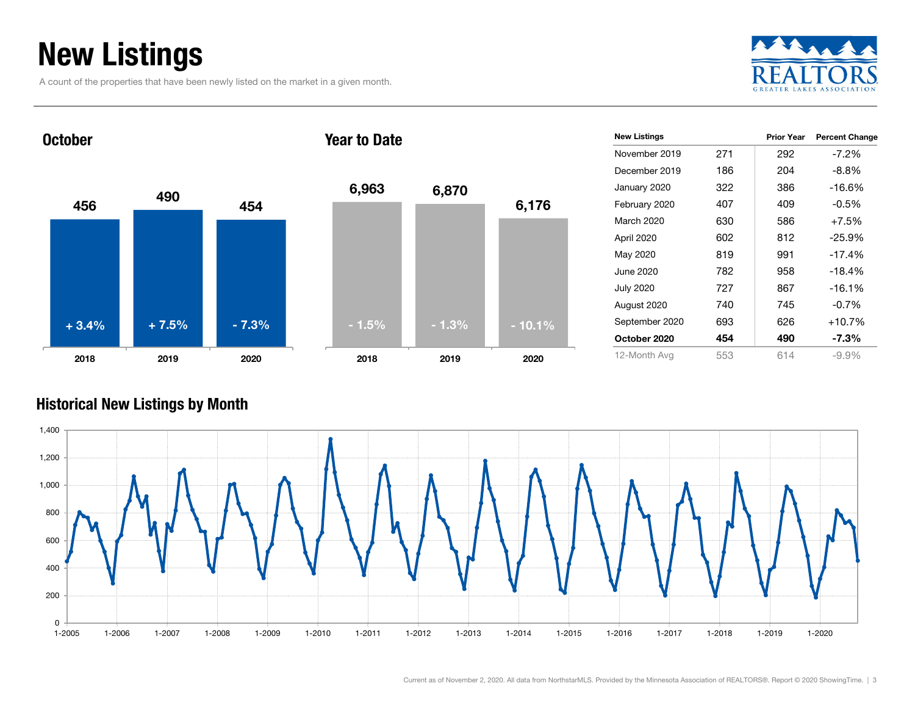# New Listings

A count of the properties that have been newly listed on the market in a given month.

## October

| | 2018 | 2019 | 2020 |
|---|---|---|---|
| New Listings | 456 | 490 | 454 |
| Change | + 3.4% | + 7.5% | - 7.3% |

## Year to Date

| | 2018 | 2019 | 2020 |
|---|---|---|---|
| New Listings | 6,963 | 6,870 | 6,176 |
| Change | - 1.5% | - 1.3% | - 10.1% |

| New Listings | | Prior Year | Percent Change |
|---|---|---|---|
| November 2019 | 271 | 292 | -7.2% |
| December 2019 | 186 | 204 | -8.8% |
| January 2020 | 322 | 386 | -16.6% |
| February 2020 | 407 | 409 | -0.5% |
| March 2020 | 630 | 586 | +7.5% |
| April 2020 | 602 | 812 | -25.9% |
| May 2020 | 819 | 991 | -17.4% |
| June 2020 | 782 | 958 | -18.4% |
| July 2020 | 727 | 867 | -16.1% |
| August 2020 | 740 | 745 | -0.7% |
| September 2020 | 693 | 626 | +10.7% |
| **October 2020** | **454** | **490** | **-7.3%** |
| 12-Month Avg | 553 | 614 | -9.9% |

## Historical New Listings by Month

Current as of November 2, 2020. All data from NorthstarMLS. Provided by the Minnesota Association of REALTORS®. Report © 2020 ShowingTime.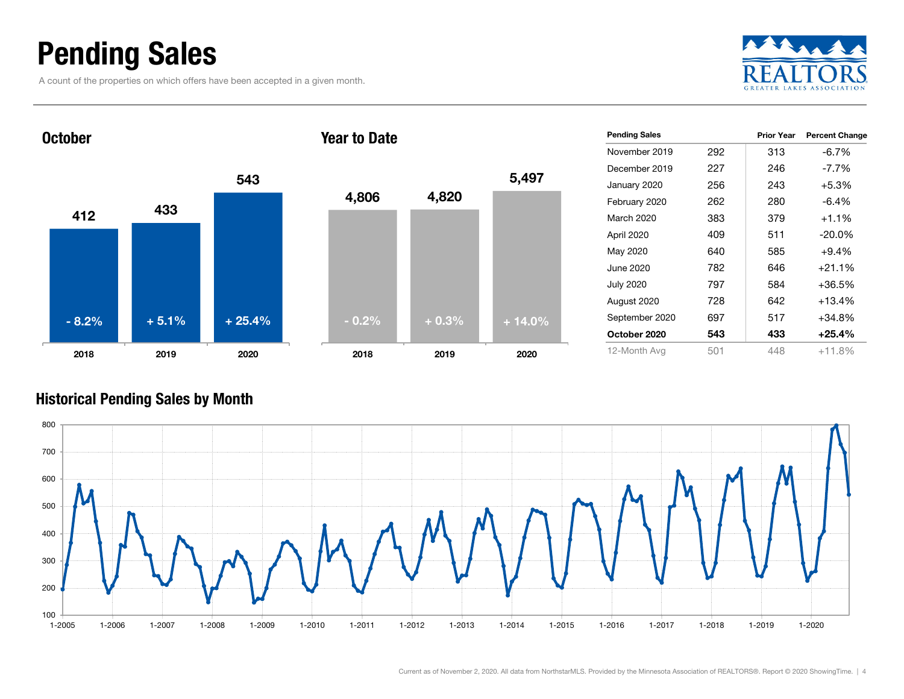# Pending Sales

A count of the properties on which offers have been accepted in a given month.

## October

| Year | Pending Sales | Percent Change |
| --- | --- | --- |
| 2018 | 412 | - 8.2% |
| 2019 | 433 | + 5.1% |
| 2020 | 543 | + 25.4% |

## Year to Date

| Year | Pending Sales | Percent Change |
| --- | --- | --- |
| 2018 | 4,806 | - 0.2% |
| 2019 | 4,820 | + 0.3% |
| 2020 | 5,497 | + 14.0% |

| Pending Sales | | Prior Year | Percent Change |
| --- | --- | --- | --- |
| November 2019 | 292 | 313 | -6.7% |
| December 2019 | 227 | 246 | -7.7% |
| January 2020 | 256 | 243 | +5.3% |
| February 2020 | 262 | 280 | -6.4% |
| March 2020 | 383 | 379 | +1.1% |
| April 2020 | 409 | 511 | -20.0% |
| May 2020 | 640 | 585 | +9.4% |
| June 2020 | 782 | 646 | +21.1% |
| July 2020 | 797 | 584 | +36.5% |
| August 2020 | 728 | 642 | +13.4% |
| September 2020 | 697 | 517 | +34.8% |
| **October 2020** | **543** | **433** | **+25.4%** |
| 12-Month Avg | 501 | 448 | +11.8% |

## Historical Pending Sales by Month

Current as of November 2, 2020. All data from NorthstarMLS. Provided by the Minnesota Association of REALTORS®. Report © 2020 ShowingTime.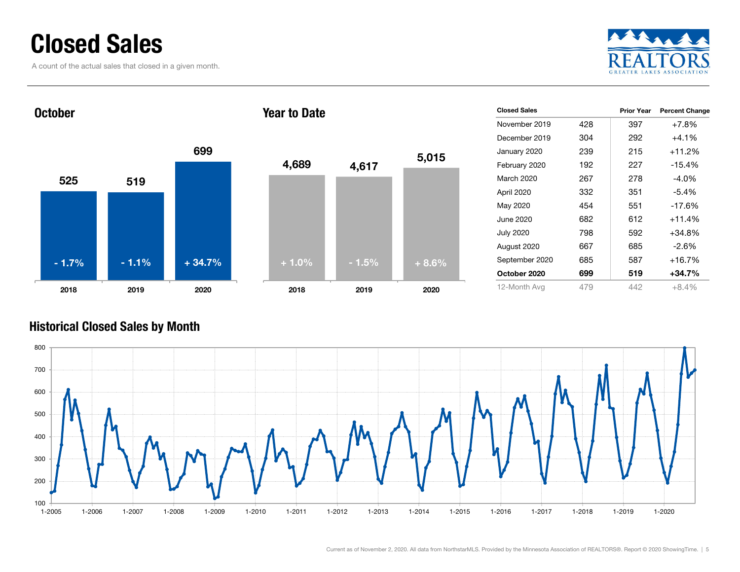# Closed Sales

A count of the actual sales that closed in a given month.

REALTORS GREATER LAKES ASSOCIATION

## October

| Year | Closed Sales | Change |
|---|---|---|
| 2018 | 525 | - 1.7% |
| 2019 | 519 | - 1.1% |
| 2020 | 699 | + 34.7% |

## Year to Date

| Year | Closed Sales | Change |
|---|---|---|
| 2018 | 4,689 | + 1.0% |
| 2019 | 4,617 | - 1.5% |
| 2020 | 5,015 | + 8.6% |

| Closed Sales | | Prior Year | Percent Change |
|---|---|---|---|
| November 2019 | 428 | 397 | +7.8% |
| December 2019 | 304 | 292 | +4.1% |
| January 2020 | 239 | 215 | +11.2% |
| February 2020 | 192 | 227 | -15.4% |
| March 2020 | 267 | 278 | -4.0% |
| April 2020 | 332 | 351 | -5.4% |
| May 2020 | 454 | 551 | -17.6% |
| June 2020 | 682 | 612 | +11.4% |
| July 2020 | 798 | 592 | +34.8% |
| August 2020 | 667 | 685 | -2.6% |
| September 2020 | 685 | 587 | +16.7% |
| **October 2020** | **699** | **519** | **+34.7%** |
| 12-Month Avg | 479 | 442 | +8.4% |

## Historical Closed Sales by Month

Current as of November 2, 2020. All data from NorthstarMLS. Provided by the Minnesota Association of REALTORS®. Report © 2020 ShowingTime.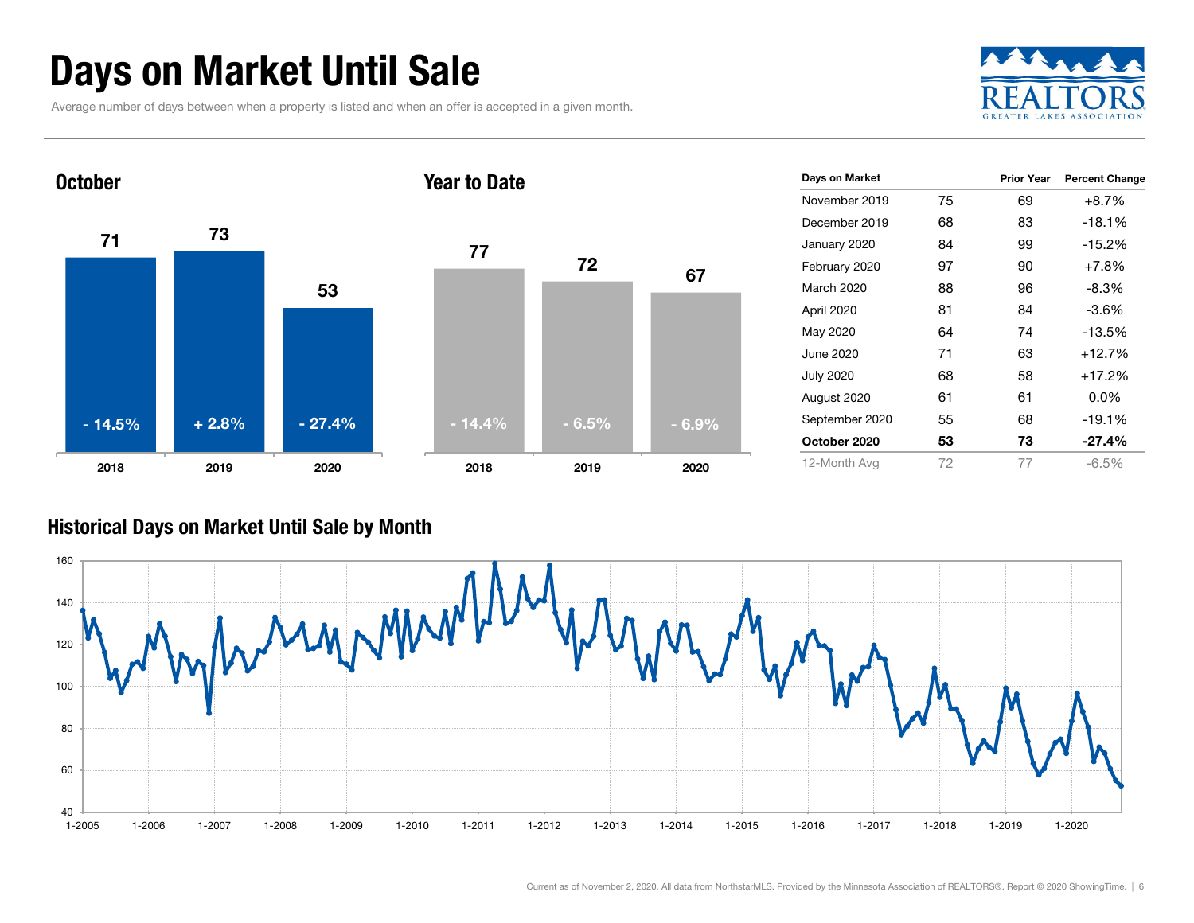# Days on Market Until Sale

Average number of days between when a property is listed and when an offer is accepted in a given month.

## October

| | 2018 | 2019 | 2020 |
|---|---|---|---|
| Days | 71 | 73 | 53 |
| Change | - 14.5% | + 2.8% | - 27.4% |

## Year to Date

| | 2018 | 2019 | 2020 |
|---|---|---|---|
| Days | 77 | 72 | 67 |
| Change | - 14.4% | - 6.5% | - 6.9% |

| Days on Market | | Prior Year | Percent Change |
|---|---|---|---|
| November 2019 | 75 | 69 | +8.7% |
| December 2019 | 68 | 83 | -18.1% |
| January 2020 | 84 | 99 | -15.2% |
| February 2020 | 97 | 90 | +7.8% |
| March 2020 | 88 | 96 | -8.3% |
| April 2020 | 81 | 84 | -3.6% |
| May 2020 | 64 | 74 | -13.5% |
| June 2020 | 71 | 63 | +12.7% |
| July 2020 | 68 | 58 | +17.2% |
| August 2020 | 61 | 61 | 0.0% |
| September 2020 | 55 | 68 | -19.1% |
| **October 2020** | **53** | **73** | **-27.4%** |
| 12-Month Avg | 72 | 77 | -6.5% |

## Historical Days on Market Until Sale by Month

Current as of November 2, 2020. All data from NorthstarMLS. Provided by the Minnesota Association of REALTORS®. Report © 2020 ShowingTime.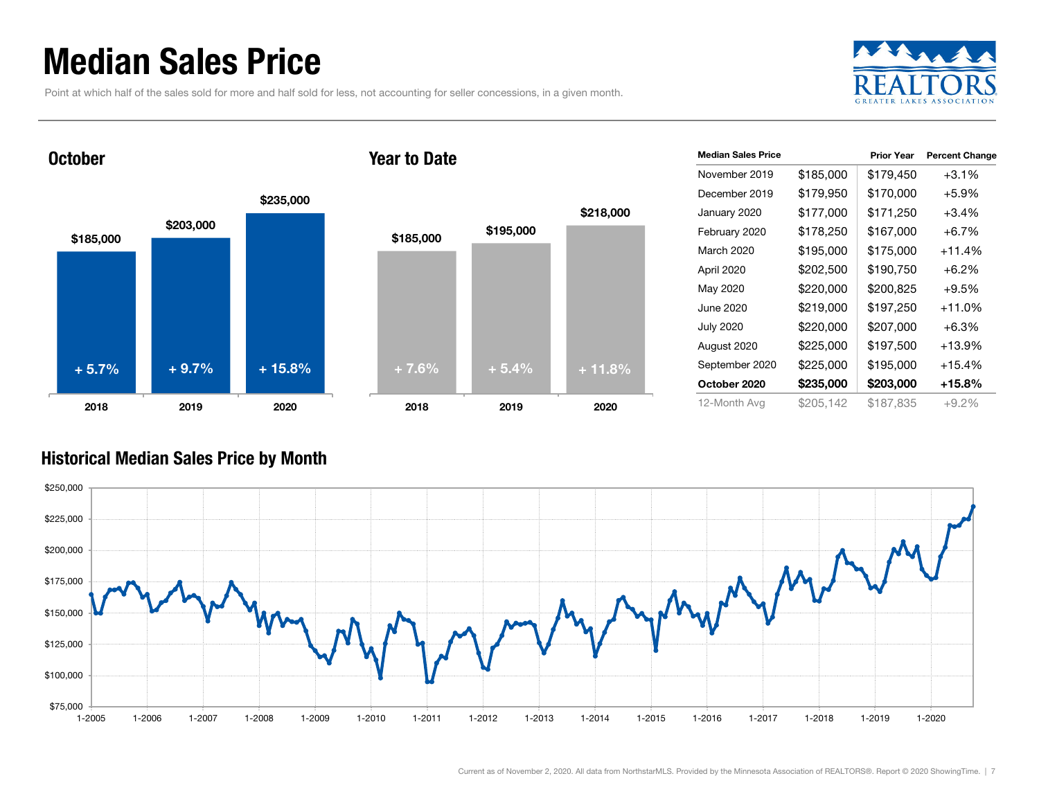# Median Sales Price

Point at which half of the sales sold for more and half sold for less, not accounting for seller concessions, in a given month.

## October

| Year | Median Sales Price | Percent Change |
| --- | --- | --- |
| 2018 | $185,000 | + 5.7% |
| 2019 | $203,000 | + 9.7% |
| 2020 | $235,000 | + 15.8% |

## Year to Date

| Year | Median Sales Price | Percent Change |
| --- | --- | --- |
| 2018 | $185,000 | + 7.6% |
| 2019 | $195,000 | + 5.4% |
| 2020 | $218,000 | + 11.8% |

| Median Sales Price | | Prior Year | Percent Change |
| --- | --- | --- | --- |
| November 2019 | $185,000 | $179,450 | +3.1% |
| December 2019 | $179,950 | $170,000 | +5.9% |
| January 2020 | $177,000 | $171,250 | +3.4% |
| February 2020 | $178,250 | $167,000 | +6.7% |
| March 2020 | $195,000 | $175,000 | +11.4% |
| April 2020 | $202,500 | $190,750 | +6.2% |
| May 2020 | $220,000 | $200,825 | +9.5% |
| June 2020 | $219,000 | $197,250 | +11.0% |
| July 2020 | $220,000 | $207,000 | +6.3% |
| August 2020 | $225,000 | $197,500 | +13.9% |
| September 2020 | $225,000 | $195,000 | +15.4% |
| **October 2020** | **$235,000** | **$203,000** | **+15.8%** |
| 12-Month Avg | $205,142 | $187,835 | +9.2% |

## Historical Median Sales Price by Month

Current as of November 2, 2020. All data from NorthstarMLS. Provided by the Minnesota Association of REALTORS®. Report © 2020 ShowingTime.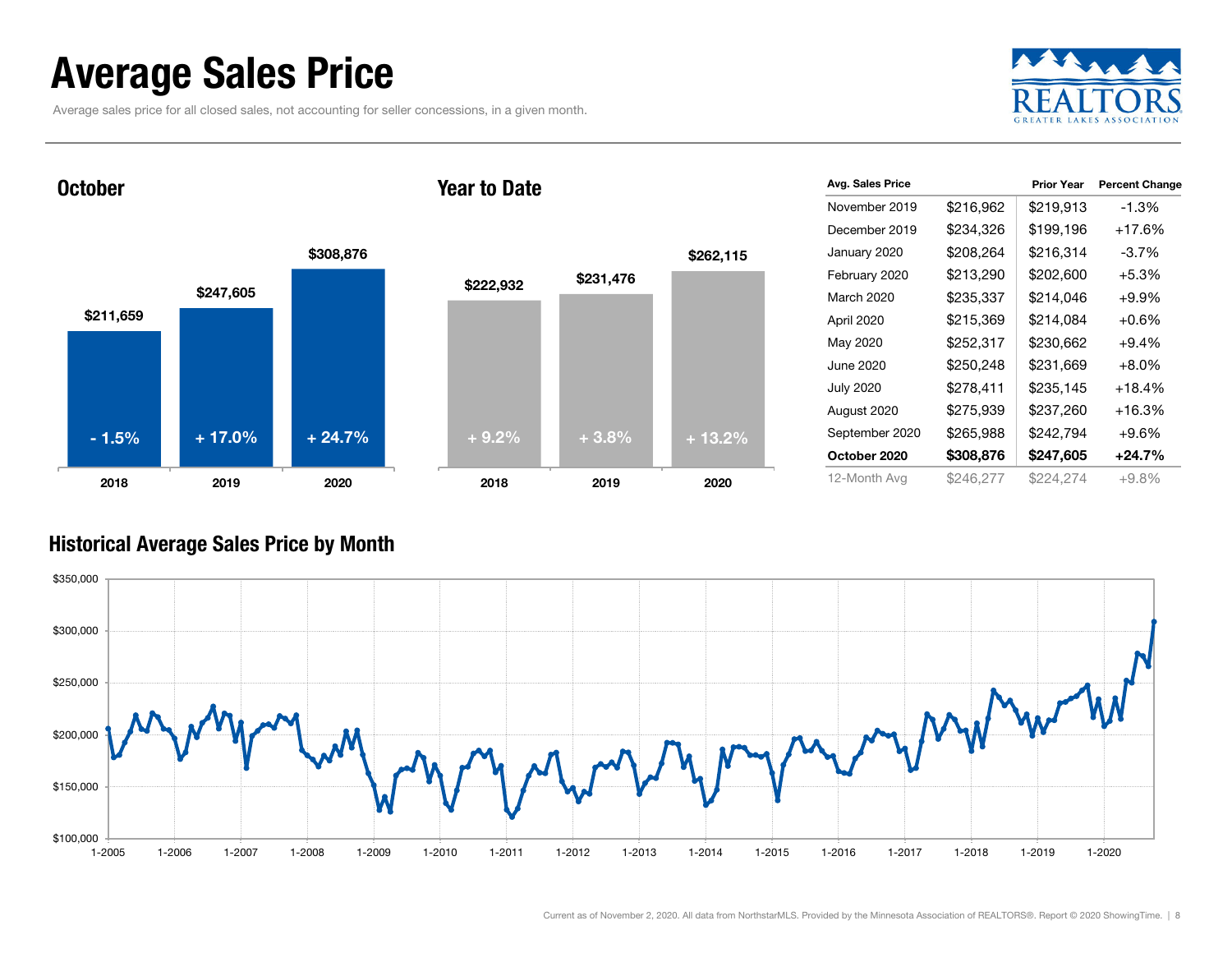# Average Sales Price

Average sales price for all closed sales, not accounting for seller concessions, in a given month.

## October

| Year | Average Sales Price | Change |
|---|---|---|
| 2018 | $211,659 | - 1.5% |
| 2019 | $247,605 | + 17.0% |
| 2020 | $308,876 | + 24.7% |

## Year to Date

| Year | Average Sales Price | Change |
|---|---|---|
| 2018 | $222,932 | + 9.2% |
| 2019 | $231,476 | + 3.8% |
| 2020 | $262,115 | + 13.2% |

| Avg. Sales Price | | Prior Year | Percent Change |
|---|---|---|---|
| November 2019 | $216,962 | $219,913 | -1.3% |
| December 2019 | $234,326 | $199,196 | +17.6% |
| January 2020 | $208,264 | $216,314 | -3.7% |
| February 2020 | $213,290 | $202,600 | +5.3% |
| March 2020 | $235,337 | $214,046 | +9.9% |
| April 2020 | $215,369 | $214,084 | +0.6% |
| May 2020 | $252,317 | $230,662 | +9.4% |
| June 2020 | $250,248 | $231,669 | +8.0% |
| July 2020 | $278,411 | $235,145 | +18.4% |
| August 2020 | $275,939 | $237,260 | +16.3% |
| September 2020 | $265,988 | $242,794 | +9.6% |
| **October 2020** | **$308,876** | **$247,605** | **+24.7%** |
| 12-Month Avg | $246,277 | $224,274 | +9.8% |

## Historical Average Sales Price by Month

Current as of November 2, 2020. All data from NorthstarMLS. Provided by the Minnesota Association of REALTORS®. Report © 2020 ShowingTime.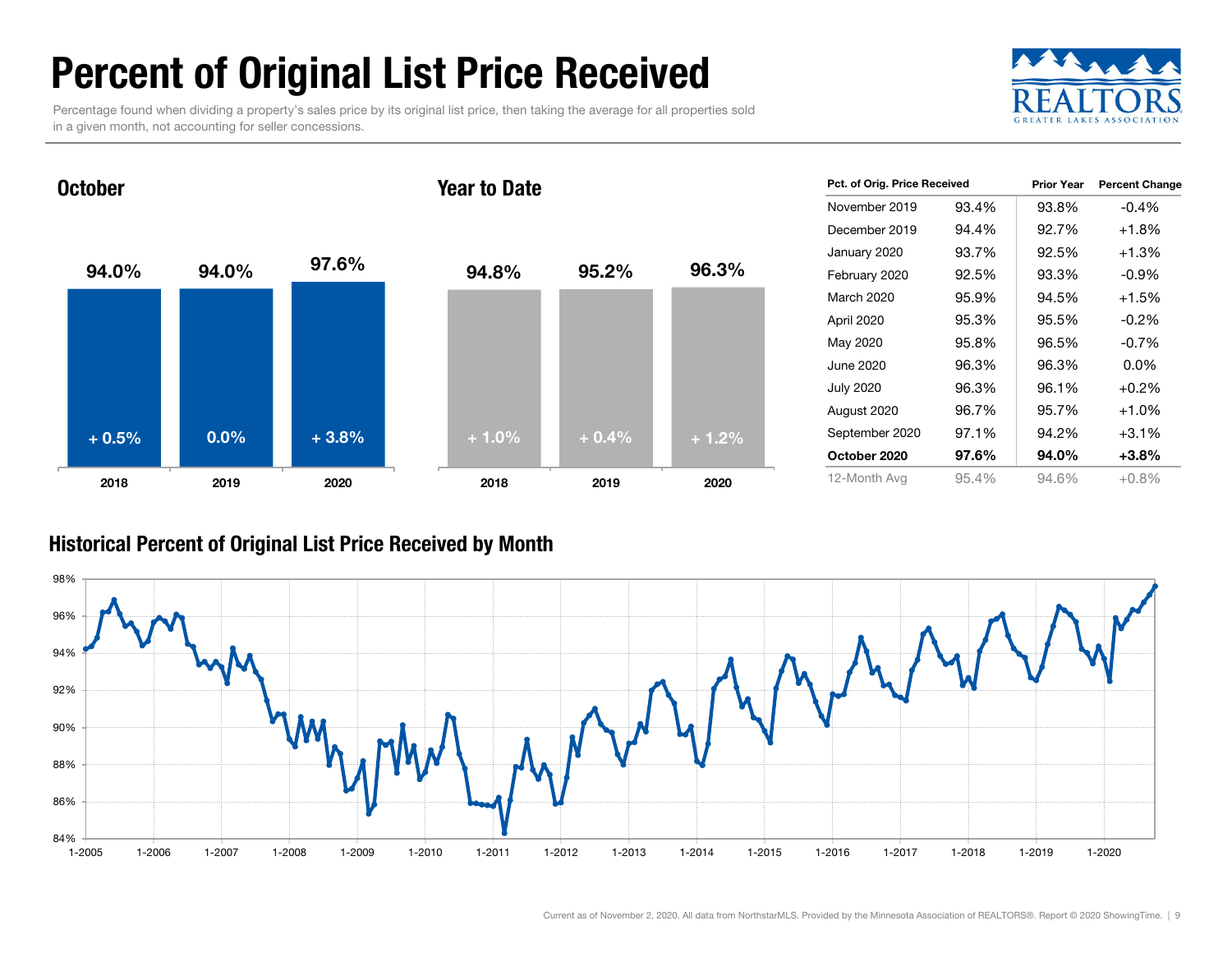# Percent of Original List Price Received

Percentage found when dividing a property's sales price by its original list price, then taking the average for all properties sold in a given month, not accounting for seller concessions.

REALTORS® GREATER LAKES ASSOCIATION

## October

| | 2018 | 2019 | 2020 |
|---|---|---|---|
| Value | 94.0% | 94.0% | 97.6% |
| Change | + 0.5% | 0.0% | + 3.8% |

## Year to Date

| | 2018 | 2019 | 2020 |
|---|---|---|---|
| Value | 94.8% | 95.2% | 96.3% |
| Change | + 1.0% | + 0.4% | + 1.2% |

| Pct. of Orig. Price Received | | Prior Year | Percent Change |
|---|---|---|---|
| November 2019 | 93.4% | 93.8% | -0.4% |
| December 2019 | 94.4% | 92.7% | +1.8% |
| January 2020 | 93.7% | 92.5% | +1.3% |
| February 2020 | 92.5% | 93.3% | -0.9% |
| March 2020 | 95.9% | 94.5% | +1.5% |
| April 2020 | 95.3% | 95.5% | -0.2% |
| May 2020 | 95.8% | 96.5% | -0.7% |
| June 2020 | 96.3% | 96.3% | 0.0% |
| July 2020 | 96.3% | 96.1% | +0.2% |
| August 2020 | 96.7% | 95.7% | +1.0% |
| September 2020 | 97.1% | 94.2% | +3.1% |
| **October 2020** | **97.6%** | **94.0%** | **+3.8%** |
| 12-Month Avg | 95.4% | 94.6% | +0.8% |

## Historical Percent of Original List Price Received by Month

Current as of November 2, 2020. All data from NorthstarMLS. Provided by the Minnesota Association of REALTORS®. Report © 2020 ShowingTime.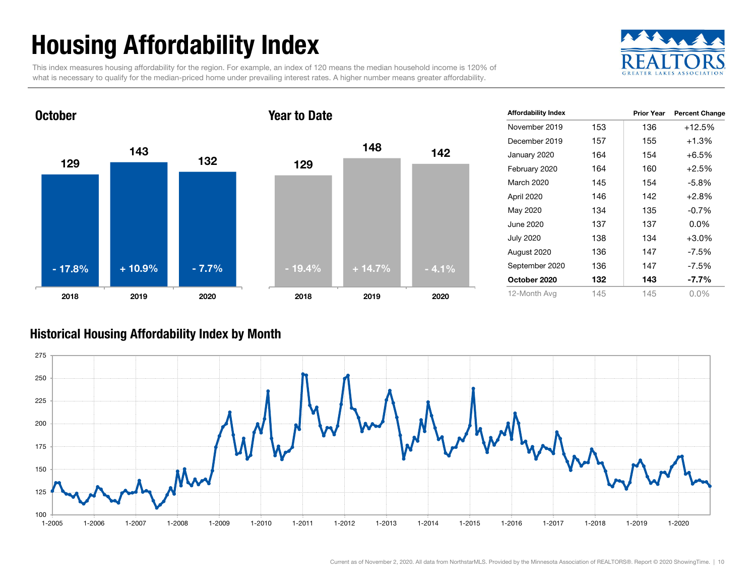# Housing Affordability Index

This index measures housing affordability for the region. For example, an index of 120 means the median household income is 120% of what is necessary to qualify for the median-priced home under prevailing interest rates. A higher number means greater affordability.

## October

| Year | Index | Change |
|---|---|---|
| 2018 | 129 | - 17.8% |
| 2019 | 143 | + 10.9% |
| 2020 | 132 | - 7.7% |

## Year to Date

| Year | Index | Change |
|---|---|---|
| 2018 | 129 | - 19.4% |
| 2019 | 148 | + 14.7% |
| 2020 | 142 | - 4.1% |

| Affordability Index | | Prior Year | Percent Change |
|---|---|---|---|
| November 2019 | 153 | 136 | +12.5% |
| December 2019 | 157 | 155 | +1.3% |
| January 2020 | 164 | 154 | +6.5% |
| February 2020 | 164 | 160 | +2.5% |
| March 2020 | 145 | 154 | -5.8% |
| April 2020 | 146 | 142 | +2.8% |
| May 2020 | 134 | 135 | -0.7% |
| June 2020 | 137 | 137 | 0.0% |
| July 2020 | 138 | 134 | +3.0% |
| August 2020 | 136 | 147 | -7.5% |
| September 2020 | 136 | 147 | -7.5% |
| **October 2020** | **132** | **143** | **-7.7%** |
| 12-Month Avg | 145 | 145 | 0.0% |

## Historical Housing Affordability Index by Month

Current as of November 2, 2020. All data from NorthstarMLS. Provided by the Minnesota Association of REALTORS®. Report © 2020 ShowingTime.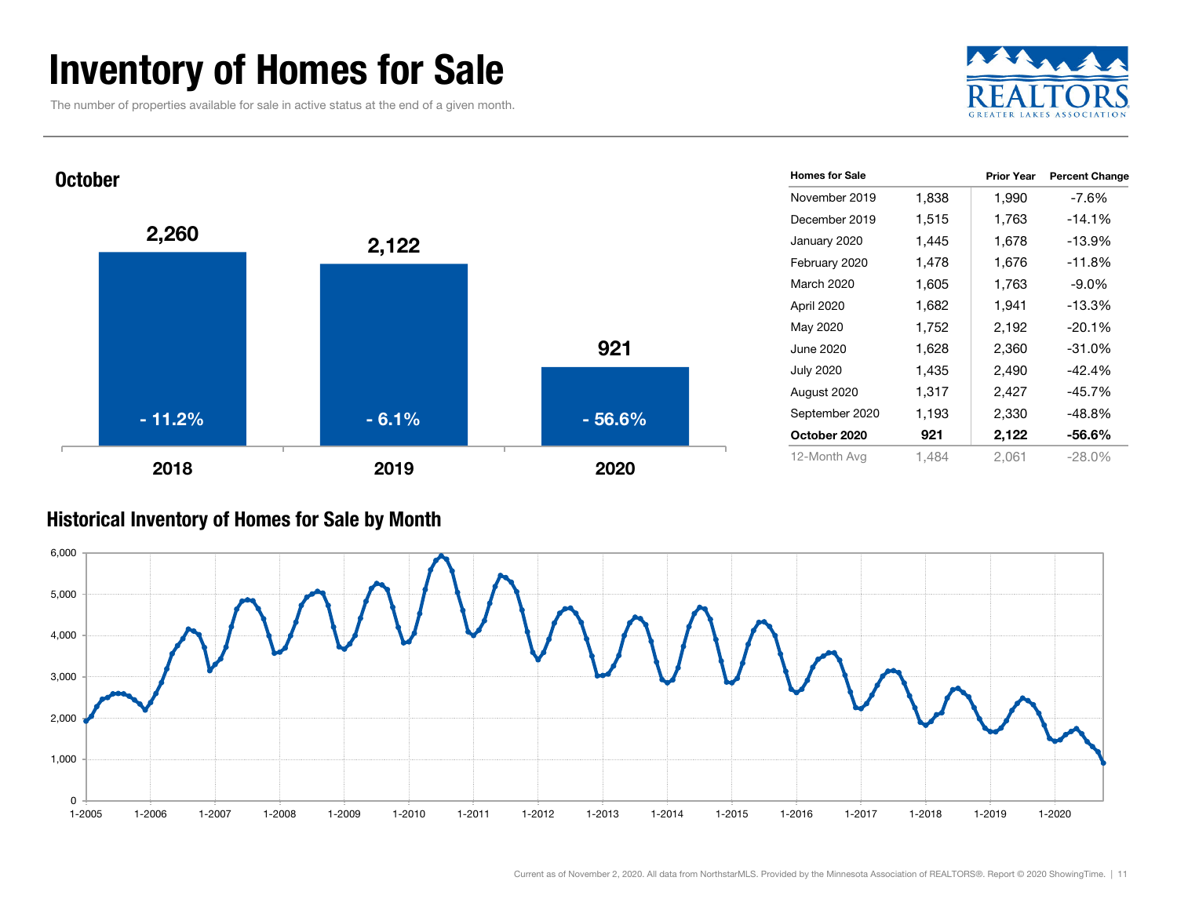# Inventory of Homes for Sale

The number of properties available for sale in active status at the end of a given month.

## October

| Year | Homes for Sale | Change |
|---|---|---|
| 2018 | 2,260 | - 11.2% |
| 2019 | 2,122 | - 6.1% |
| 2020 | 921 | - 56.6% |

| Homes for Sale | | Prior Year | Percent Change |
|---|---|---|---|
| November 2019 | 1,838 | 1,990 | -7.6% |
| December 2019 | 1,515 | 1,763 | -14.1% |
| January 2020 | 1,445 | 1,678 | -13.9% |
| February 2020 | 1,478 | 1,676 | -11.8% |
| March 2020 | 1,605 | 1,763 | -9.0% |
| April 2020 | 1,682 | 1,941 | -13.3% |
| May 2020 | 1,752 | 2,192 | -20.1% |
| June 2020 | 1,628 | 2,360 | -31.0% |
| July 2020 | 1,435 | 2,490 | -42.4% |
| August 2020 | 1,317 | 2,427 | -45.7% |
| September 2020 | 1,193 | 2,330 | -48.8% |
| **October 2020** | **921** | **2,122** | **-56.6%** |
| 12-Month Avg | 1,484 | 2,061 | -28.0% |

## Historical Inventory of Homes for Sale by Month

Current as of November 2, 2020. All data from NorthstarMLS. Provided by the Minnesota Association of REALTORS®. Report © 2020 ShowingTime.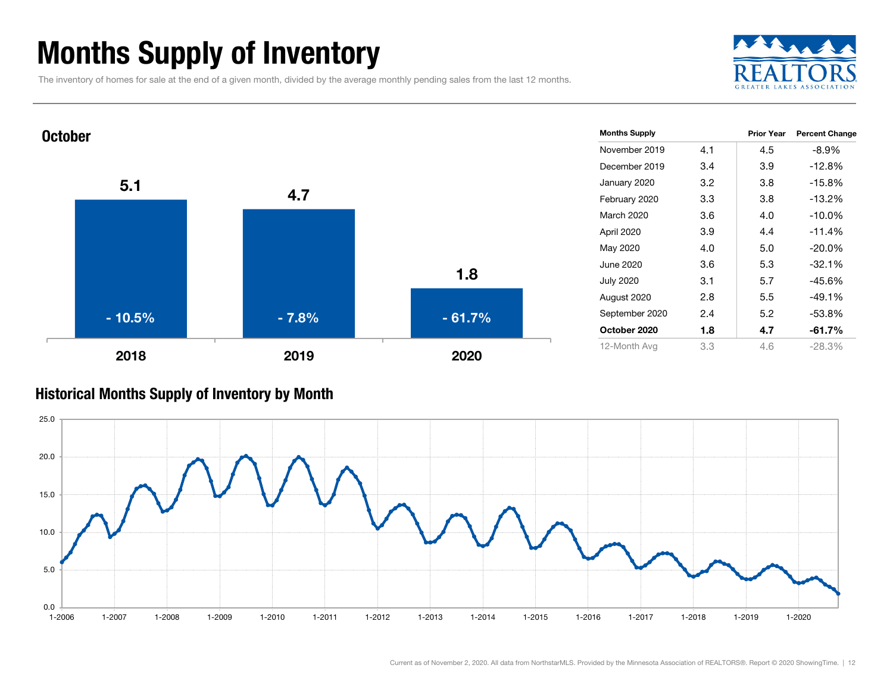# Months Supply of Inventory

The inventory of homes for sale at the end of a given month, divided by the average monthly pending sales from the last 12 months.

REALTORS GREATER LAKES ASSOCIATION

## October

| | 2018 | 2019 | 2020 |
|---|---|---|---|
| Months Supply | 5.1 | 4.7 | 1.8 |
| Percent Change | - 10.5% | - 7.8% | - 61.7% |

| Months Supply | | Prior Year | Percent Change |
|---|---|---|---|
| November 2019 | 4.1 | 4.5 | -8.9% |
| December 2019 | 3.4 | 3.9 | -12.8% |
| January 2020 | 3.2 | 3.8 | -15.8% |
| February 2020 | 3.3 | 3.8 | -13.2% |
| March 2020 | 3.6 | 4.0 | -10.0% |
| April 2020 | 3.9 | 4.4 | -11.4% |
| May 2020 | 4.0 | 5.0 | -20.0% |
| June 2020 | 3.6 | 5.3 | -32.1% |
| July 2020 | 3.1 | 5.7 | -45.6% |
| August 2020 | 2.8 | 5.5 | -49.1% |
| September 2020 | 2.4 | 5.2 | -53.8% |
| **October 2020** | **1.8** | **4.7** | **-61.7%** |
| 12-Month Avg | 3.3 | 4.6 | -28.3% |

## Historical Months Supply of Inventory by Month

Current as of November 2, 2020. All data from NorthstarMLS. Provided by the Minnesota Association of REALTORS®. Report © 2020 ShowingTime.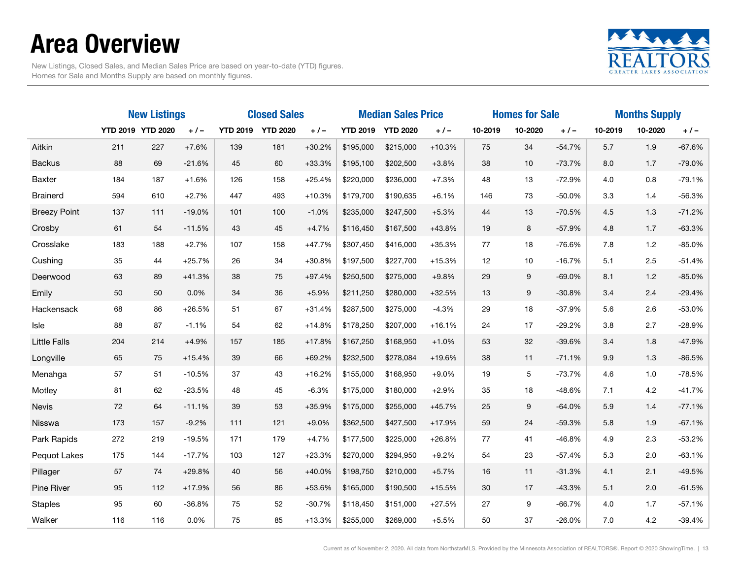# Area Overview

New Listings, Closed Sales, and Median Sales Price are based on year-to-date (YTD) figures.
Homes for Sale and Months Supply are based on monthly figures.

REALTORS GREATER LAKES ASSOCIATION

| | New Listings | | | Closed Sales | | | Median Sales Price | | | Homes for Sale | | | Months Supply | | |
|---|---|---|---|---|---|---|---|---|---|---|---|---|---|---|---|
| | YTD 2019 | YTD 2020 | + / – | YTD 2019 | YTD 2020 | + / – | YTD 2019 | YTD 2020 | + / – | 10-2019 | 10-2020 | + / – | 10-2019 | 10-2020 | + / – |
| Aitkin | 211 | 227 | +7.6% | 139 | 181 | +30.2% | $195,000 | $215,000 | +10.3% | 75 | 34 | -54.7% | 5.7 | 1.9 | -67.6% |
| Backus | 88 | 69 | -21.6% | 45 | 60 | +33.3% | $195,100 | $202,500 | +3.8% | 38 | 10 | -73.7% | 8.0 | 1.7 | -79.0% |
| Baxter | 184 | 187 | +1.6% | 126 | 158 | +25.4% | $220,000 | $236,000 | +7.3% | 48 | 13 | -72.9% | 4.0 | 0.8 | -79.1% |
| Brainerd | 594 | 610 | +2.7% | 447 | 493 | +10.3% | $179,700 | $190,635 | +6.1% | 146 | 73 | -50.0% | 3.3 | 1.4 | -56.3% |
| Breezy Point | 137 | 111 | -19.0% | 101 | 100 | -1.0% | $235,000 | $247,500 | +5.3% | 44 | 13 | -70.5% | 4.5 | 1.3 | -71.2% |
| Crosby | 61 | 54 | -11.5% | 43 | 45 | +4.7% | $116,450 | $167,500 | +43.8% | 19 | 8 | -57.9% | 4.8 | 1.7 | -63.3% |
| Crosslake | 183 | 188 | +2.7% | 107 | 158 | +47.7% | $307,450 | $416,000 | +35.3% | 77 | 18 | -76.6% | 7.8 | 1.2 | -85.0% |
| Cushing | 35 | 44 | +25.7% | 26 | 34 | +30.8% | $197,500 | $227,700 | +15.3% | 12 | 10 | -16.7% | 5.1 | 2.5 | -51.4% |
| Deerwood | 63 | 89 | +41.3% | 38 | 75 | +97.4% | $250,500 | $275,000 | +9.8% | 29 | 9 | -69.0% | 8.1 | 1.2 | -85.0% |
| Emily | 50 | 50 | 0.0% | 34 | 36 | +5.9% | $211,250 | $280,000 | +32.5% | 13 | 9 | -30.8% | 3.4 | 2.4 | -29.4% |
| Hackensack | 68 | 86 | +26.5% | 51 | 67 | +31.4% | $287,500 | $275,000 | -4.3% | 29 | 18 | -37.9% | 5.6 | 2.6 | -53.0% |
| Isle | 88 | 87 | -1.1% | 54 | 62 | +14.8% | $178,250 | $207,000 | +16.1% | 24 | 17 | -29.2% | 3.8 | 2.7 | -28.9% |
| Little Falls | 204 | 214 | +4.9% | 157 | 185 | +17.8% | $167,250 | $168,950 | +1.0% | 53 | 32 | -39.6% | 3.4 | 1.8 | -47.9% |
| Longville | 65 | 75 | +15.4% | 39 | 66 | +69.2% | $232,500 | $278,084 | +19.6% | 38 | 11 | -71.1% | 9.9 | 1.3 | -86.5% |
| Menahga | 57 | 51 | -10.5% | 37 | 43 | +16.2% | $155,000 | $168,950 | +9.0% | 19 | 5 | -73.7% | 4.6 | 1.0 | -78.5% |
| Motley | 81 | 62 | -23.5% | 48 | 45 | -6.3% | $175,000 | $180,000 | +2.9% | 35 | 18 | -48.6% | 7.1 | 4.2 | -41.7% |
| Nevis | 72 | 64 | -11.1% | 39 | 53 | +35.9% | $175,000 | $255,000 | +45.7% | 25 | 9 | -64.0% | 5.9 | 1.4 | -77.1% |
| Nisswa | 173 | 157 | -9.2% | 111 | 121 | +9.0% | $362,500 | $427,500 | +17.9% | 59 | 24 | -59.3% | 5.8 | 1.9 | -67.1% |
| Park Rapids | 272 | 219 | -19.5% | 171 | 179 | +4.7% | $177,500 | $225,000 | +26.8% | 77 | 41 | -46.8% | 4.9 | 2.3 | -53.2% |
| Pequot Lakes | 175 | 144 | -17.7% | 103 | 127 | +23.3% | $270,000 | $294,950 | +9.2% | 54 | 23 | -57.4% | 5.3 | 2.0 | -63.1% |
| Pillager | 57 | 74 | +29.8% | 40 | 56 | +40.0% | $198,750 | $210,000 | +5.7% | 16 | 11 | -31.3% | 4.1 | 2.1 | -49.5% |
| Pine River | 95 | 112 | +17.9% | 56 | 86 | +53.6% | $165,000 | $190,500 | +15.5% | 30 | 17 | -43.3% | 5.1 | 2.0 | -61.5% |
| Staples | 95 | 60 | -36.8% | 75 | 52 | -30.7% | $118,450 | $151,000 | +27.5% | 27 | 9 | -66.7% | 4.0 | 1.7 | -57.1% |
| Walker | 116 | 116 | 0.0% | 75 | 85 | +13.3% | $255,000 | $269,000 | +5.5% | 50 | 37 | -26.0% | 7.0 | 4.2 | -39.4% |

Current as of November 2, 2020. All data from NorthstarMLS. Provided by the Minnesota Association of REALTORS®. Report © 2020 ShowingTime.